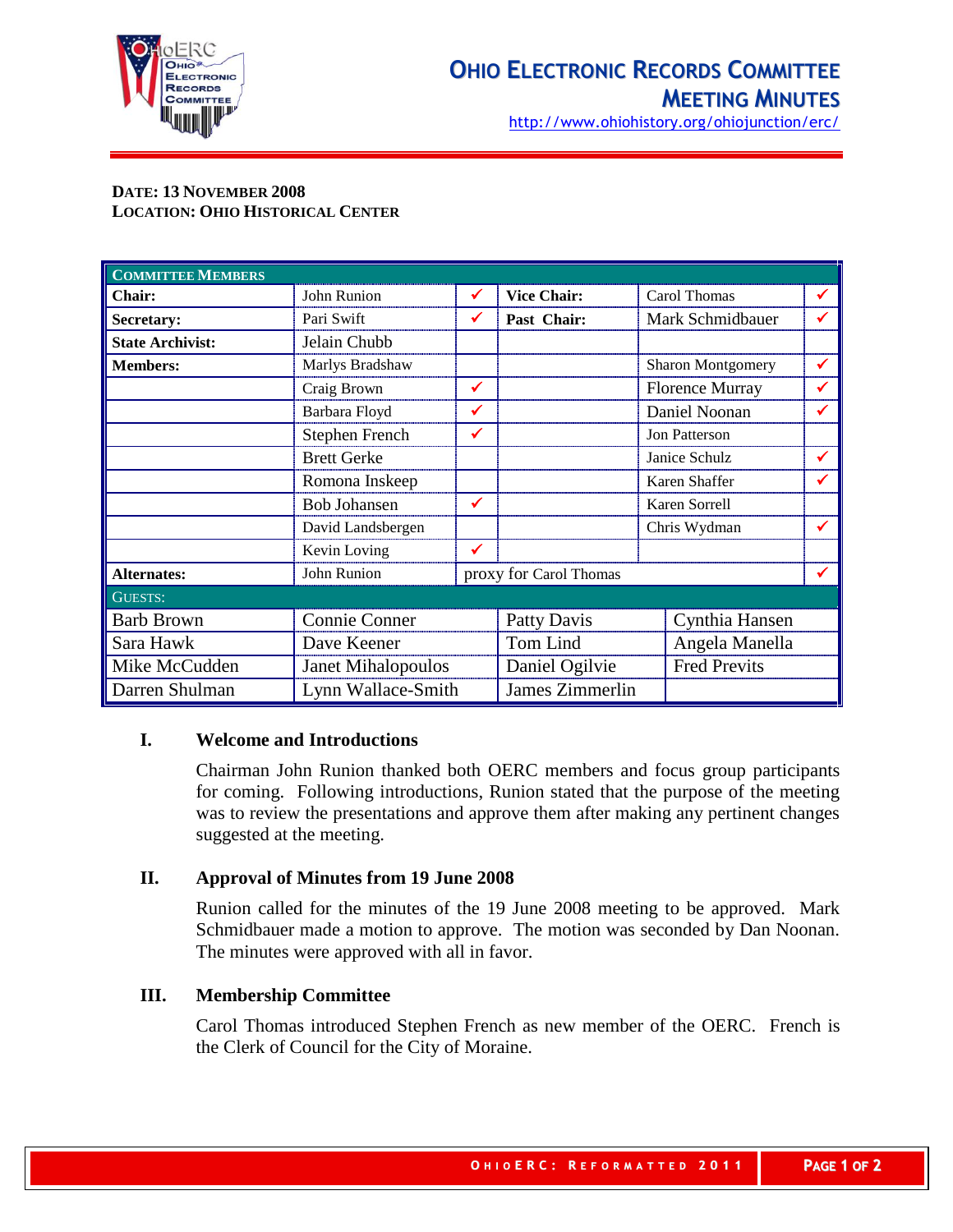# Ohio Electronic Records Committee Meeting Minutes

http://www.ohiohistory.org/ohiojunction/erc/

**DATE: 13 NOVEMBER 2008**
**LOCATION: OHIO HISTORICAL CENTER**

| COMMITTEE MEMBERS | | | | | |
|---|---|---|---|---|---|
| **Chair:** | John Runion | ✔ | **Vice Chair:** | Carol Thomas | ✔ |
| **Secretary:** | Pari Swift | ✔ | **Past Chair:** | Mark Schmidbauer | ✔ |
| **State Archivist:** | Jelain Chubb | | | | |
| **Members:** | Marlys Bradshaw | | | Sharon Montgomery | ✔ |
| | Craig Brown | ✔ | | Florence Murray | ✔ |
| | Barbara Floyd | ✔ | | Daniel Noonan | ✔ |
| | Stephen French | ✔ | | Jon Patterson | |
| | Brett Gerke | | | Janice Schulz | ✔ |
| | Romona Inskeep | | | Karen Shaffer | ✔ |
| | Bob Johansen | ✔ | | Karen Sorrell | |
| | David Landsbergen | | | Chris Wydman | ✔ |
| | Kevin Loving | ✔ | | | |
| **Alternates:** | John Runion | proxy for Carol Thomas | | | ✔ |

| GUESTS: | | | |
|---|---|---|---|
| Barb Brown | Connie Conner | Patty Davis | Cynthia Hansen |
| Sara Hawk | Dave Keener | Tom Lind | Angela Manella |
| Mike McCudden | Janet Mihalopoulos | Daniel Ogilvie | Fred Previts |
| Darren Shulman | Lynn Wallace-Smith | James Zimmerlin | |

## I. Welcome and Introductions

Chairman John Runion thanked both OERC members and focus group participants for coming. Following introductions, Runion stated that the purpose of the meeting was to review the presentations and approve them after making any pertinent changes suggested at the meeting.

## II. Approval of Minutes from 19 June 2008

Runion called for the minutes of the 19 June 2008 meeting to be approved. Mark Schmidbauer made a motion to approve. The motion was seconded by Dan Noonan. The minutes were approved with all in favor.

## III. Membership Committee

Carol Thomas introduced Stephen French as new member of the OERC. French is the Clerk of Council for the City of Moraine.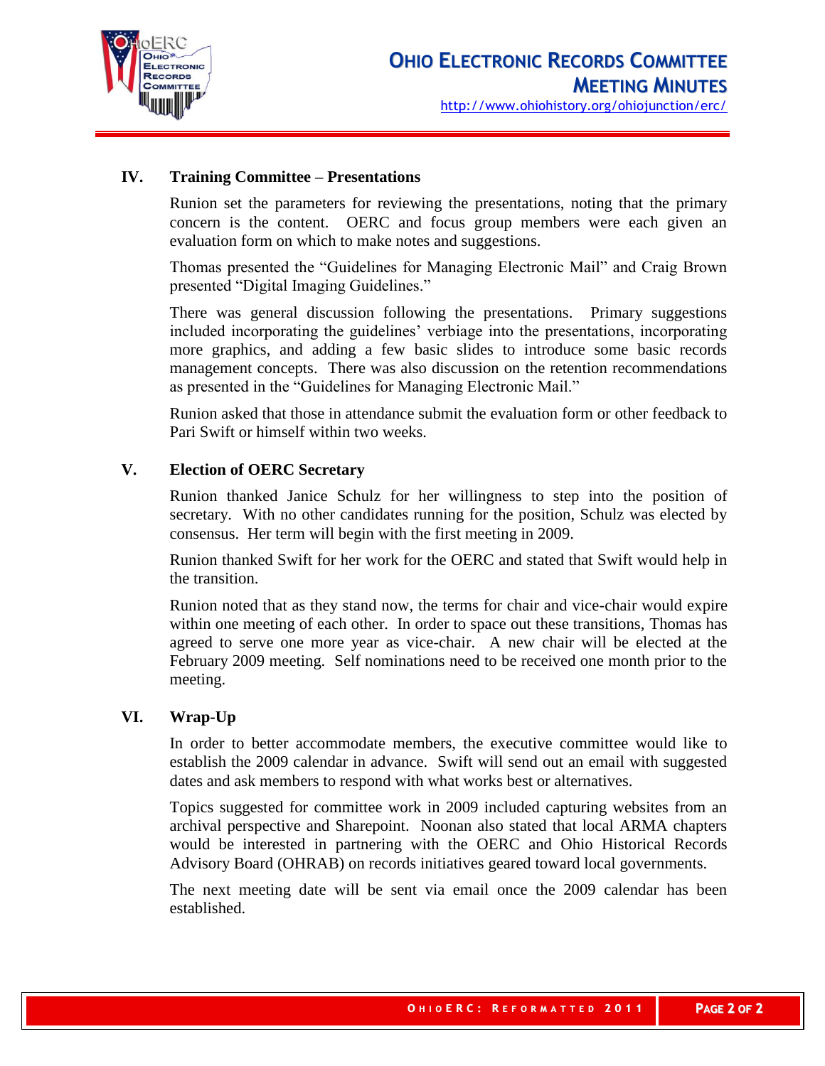## IV. Training Committee – Presentations

Runion set the parameters for reviewing the presentations, noting that the primary concern is the content. OERC and focus group members were each given an evaluation form on which to make notes and suggestions.

Thomas presented the "Guidelines for Managing Electronic Mail" and Craig Brown presented "Digital Imaging Guidelines."

There was general discussion following the presentations. Primary suggestions included incorporating the guidelines' verbiage into the presentations, incorporating more graphics, and adding a few basic slides to introduce some basic records management concepts. There was also discussion on the retention recommendations as presented in the "Guidelines for Managing Electronic Mail."

Runion asked that those in attendance submit the evaluation form or other feedback to Pari Swift or himself within two weeks.

## V. Election of OERC Secretary

Runion thanked Janice Schulz for her willingness to step into the position of secretary. With no other candidates running for the position, Schulz was elected by consensus. Her term will begin with the first meeting in 2009.

Runion thanked Swift for her work for the OERC and stated that Swift would help in the transition.

Runion noted that as they stand now, the terms for chair and vice-chair would expire within one meeting of each other. In order to space out these transitions, Thomas has agreed to serve one more year as vice-chair. A new chair will be elected at the February 2009 meeting. Self nominations need to be received one month prior to the meeting.

## VI. Wrap-Up

In order to better accommodate members, the executive committee would like to establish the 2009 calendar in advance. Swift will send out an email with suggested dates and ask members to respond with what works best or alternatives.

Topics suggested for committee work in 2009 included capturing websites from an archival perspective and Sharepoint. Noonan also stated that local ARMA chapters would be interested in partnering with the OERC and Ohio Historical Records Advisory Board (OHRAB) on records initiatives geared toward local governments.

The next meeting date will be sent via email once the 2009 calendar has been established.